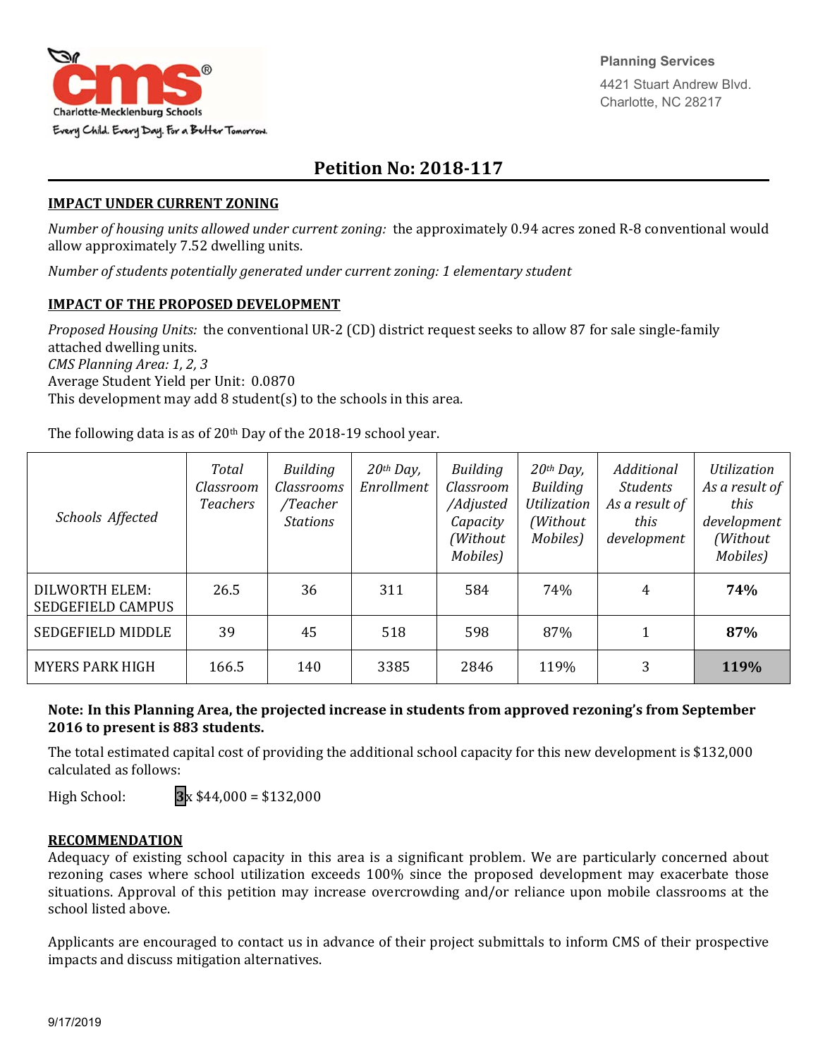Charlote-Mecklenburg Schools

Every Child. Every Day. For a Better Tomorrow.

Planning Services
4421 Stuart Andrew Blvd.
Charlotte, NC 28217

# Petition No: 2018-117

## IMPACT UNDER CURRENT ZONING

*Number of housing units allowed under current zoning:* the approximately 0.94 acres zoned R-8 conventional would allow approximately 7.52 dwelling units.

*Number of students potentially generated under current zoning: 1 elementary student*

## IMPACT OF THE PROPOSED DEVELOPMENT

*Proposed Housing Units:* the conventional UR-2 (CD) district request seeks to allow 87 for sale single-family attached dwelling units.
*CMS Planning Area: 1, 2, 3*
Average Student Yield per Unit: 0.0870
This development may add 8 student(s) to the schools in this area.

The following data is as of 20th Day of the 2018-19 school year.

| *Schools Affected* | *Total Classroom Teachers* | *Building Classrooms /Teacher Stations* | *20th Day, Enrollment* | *Building Classroom /Adjusted Capacity (Without Mobiles)* | *20th Day, Building Utilization (Without Mobiles)* | *Additional Students As a result of this development* | *Utilization As a result of this development (Without Mobiles)* |
|---|---|---|---|---|---|---|---|
| DILWORTH ELEM: SEDGEFIELD CAMPUS | 26.5 | 36 | 311 | 584 | 74% | 4 | **74%** |
| SEDGEFIELD MIDDLE | 39 | 45 | 518 | 598 | 87% | 1 | **87%** |
| MYERS PARK HIGH | 166.5 | 140 | 3385 | 2846 | 119% | 3 | **119%** |

**Note: In this Planning Area, the projected increase in students from approved rezoning's from September 2016 to present is 883 students.**

The total estimated capital cost of providing the additional school capacity for this new development is $132,000 calculated as follows:

High School: **3**x $44,000 = $132,000

## RECOMMENDATION

Adequacy of existing school capacity in this area is a significant problem. We are particularly concerned about rezoning cases where school utilization exceeds 100% since the proposed development may exacerbate those situations. Approval of this petition may increase overcrowding and/or reliance upon mobile classrooms at the school listed above.

Applicants are encouraged to contact us in advance of their project submittals to inform CMS of their prospective impacts and discuss mitigation alternatives.

9/17/2019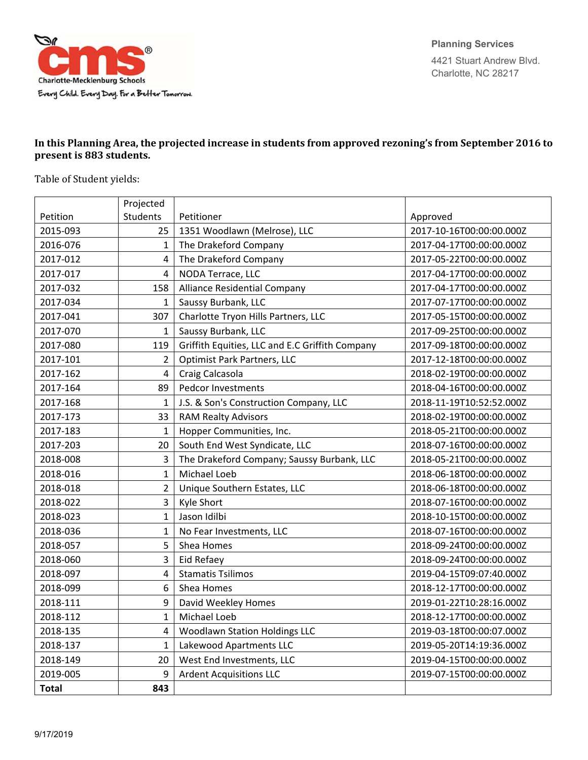Planning Services
4421 Stuart Andrew Blvd.
Charlotte, NC 28217

**In this Planning Area, the projected increase in students from approved rezoning's from September 2016 to present is 883 students.**

Table of Student yields:

| Petition | Projected Students | Petitioner | Approved |
|---|---|---|---|
| 2015-093 | 25 | 1351 Woodlawn (Melrose), LLC | 2017-10-16T00:00:00.000Z |
| 2016-076 | 1 | The Drakeford Company | 2017-04-17T00:00:00.000Z |
| 2017-012 | 4 | The Drakeford Company | 2017-05-22T00:00:00.000Z |
| 2017-017 | 4 | NODA Terrace, LLC | 2017-04-17T00:00:00.000Z |
| 2017-032 | 158 | Alliance Residential Company | 2017-04-17T00:00:00.000Z |
| 2017-034 | 1 | Saussy Burbank, LLC | 2017-07-17T00:00:00.000Z |
| 2017-041 | 307 | Charlotte Tryon Hills Partners, LLC | 2017-05-15T00:00:00.000Z |
| 2017-070 | 1 | Saussy Burbank, LLC | 2017-09-25T00:00:00.000Z |
| 2017-080 | 119 | Griffith Equities, LLC and E.C Griffith Company | 2017-09-18T00:00:00.000Z |
| 2017-101 | 2 | Optimist Park Partners, LLC | 2017-12-18T00:00:00.000Z |
| 2017-162 | 4 | Craig Calcasola | 2018-02-19T00:00:00.000Z |
| 2017-164 | 89 | Pedcor Investments | 2018-04-16T00:00:00.000Z |
| 2017-168 | 1 | J.S. & Son's Construction Company, LLC | 2018-11-19T10:52:52.000Z |
| 2017-173 | 33 | RAM Realty Advisors | 2018-02-19T00:00:00.000Z |
| 2017-183 | 1 | Hopper Communities, Inc. | 2018-05-21T00:00:00.000Z |
| 2017-203 | 20 | South End West Syndicate, LLC | 2018-07-16T00:00:00.000Z |
| 2018-008 | 3 | The Drakeford Company; Saussy Burbank, LLC | 2018-05-21T00:00:00.000Z |
| 2018-016 | 1 | Michael Loeb | 2018-06-18T00:00:00.000Z |
| 2018-018 | 2 | Unique Southern Estates, LLC | 2018-06-18T00:00:00.000Z |
| 2018-022 | 3 | Kyle Short | 2018-07-16T00:00:00.000Z |
| 2018-023 | 1 | Jason Idilbi | 2018-10-15T00:00:00.000Z |
| 2018-036 | 1 | No Fear Investments, LLC | 2018-07-16T00:00:00.000Z |
| 2018-057 | 5 | Shea Homes | 2018-09-24T00:00:00.000Z |
| 2018-060 | 3 | Eid Refaey | 2018-09-24T00:00:00.000Z |
| 2018-097 | 4 | Stamatis Tsilimos | 2019-04-15T09:07:40.000Z |
| 2018-099 | 6 | Shea Homes | 2018-12-17T00:00:00.000Z |
| 2018-111 | 9 | David Weekley Homes | 2019-01-22T10:28:16.000Z |
| 2018-112 | 1 | Michael Loeb | 2018-12-17T00:00:00.000Z |
| 2018-135 | 4 | Woodlawn Station Holdings LLC | 2019-03-18T00:00:07.000Z |
| 2018-137 | 1 | Lakewood Apartments LLC | 2019-05-20T14:19:36.000Z |
| 2018-149 | 20 | West End Investments, LLC | 2019-04-15T00:00:00.000Z |
| 2019-005 | 9 | Ardent Acquisitions LLC | 2019-07-15T00:00:00.000Z |
| **Total** | **843** | | |

9/17/2019